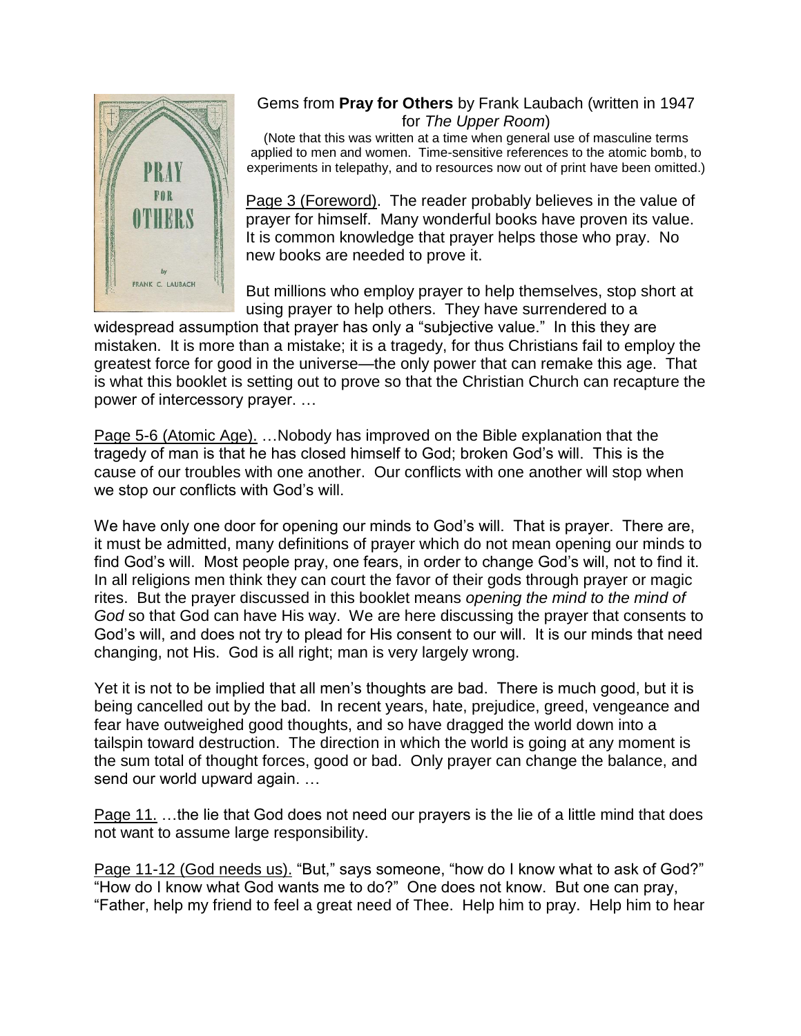Gems from **Pray for Others** by Frank Laubach (written in 1947 for *The Upper Room*)

(Note that this was written at a time when general use of masculine terms applied to men and women. Time-sensitive references to the atomic bomb, to experiments in telepathy, and to resources now out of print have been omitted.)

Page 3 (Foreword). The reader probably believes in the value of prayer for himself. Many wonderful books have proven its value. It is common knowledge that prayer helps those who pray. No new books are needed to prove it.

But millions who employ prayer to help themselves, stop short at using prayer to help others. They have surrendered to a widespread assumption that prayer has only a "subjective value." In this they are mistaken. It is more than a mistake; it is a tragedy, for thus Christians fail to employ the greatest force for good in the universe—the only power that can remake this age. That is what this booklet is setting out to prove so that the Christian Church can recapture the power of intercessory prayer. …

Page 5-6 (Atomic Age). …Nobody has improved on the Bible explanation that the tragedy of man is that he has closed himself to God; broken God's will. This is the cause of our troubles with one another. Our conflicts with one another will stop when we stop our conflicts with God's will.

We have only one door for opening our minds to God's will. That is prayer. There are, it must be admitted, many definitions of prayer which do not mean opening our minds to find God's will. Most people pray, one fears, in order to change God's will, not to find it. In all religions men think they can court the favor of their gods through prayer or magic rites. But the prayer discussed in this booklet means *opening the mind to the mind of God* so that God can have His way. We are here discussing the prayer that consents to God's will, and does not try to plead for His consent to our will. It is our minds that need changing, not His. God is all right; man is very largely wrong.

Yet it is not to be implied that all men's thoughts are bad. There is much good, but it is being cancelled out by the bad. In recent years, hate, prejudice, greed, vengeance and fear have outweighed good thoughts, and so have dragged the world down into a tailspin toward destruction. The direction in which the world is going at any moment is the sum total of thought forces, good or bad. Only prayer can change the balance, and send our world upward again. …

Page 11. …the lie that God does not need our prayers is the lie of a little mind that does not want to assume large responsibility.

Page 11-12 (God needs us). "But," says someone, "how do I know what to ask of God?" "How do I know what God wants me to do?" One does not know. But one can pray, "Father, help my friend to feel a great need of Thee. Help him to pray. Help him to hear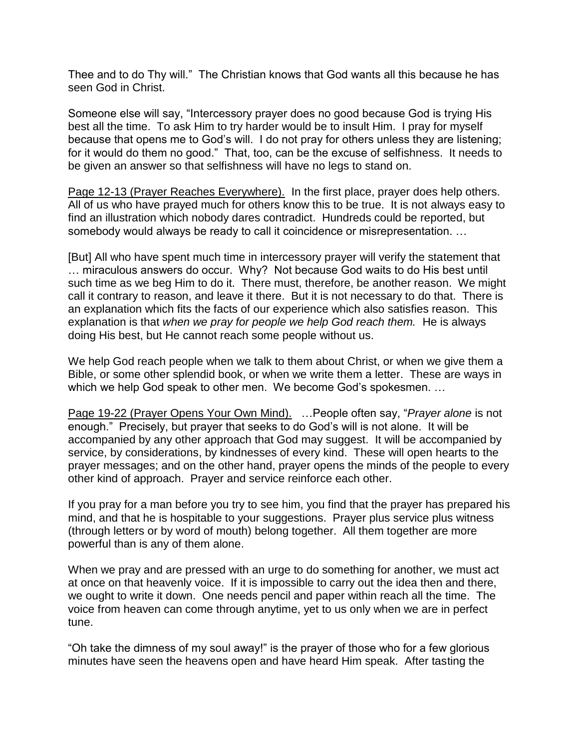Thee and to do Thy will." The Christian knows that God wants all this because he has seen God in Christ.

Someone else will say, "Intercessory prayer does no good because God is trying His best all the time. To ask Him to try harder would be to insult Him. I pray for myself because that opens me to God's will. I do not pray for others unless they are listening; for it would do them no good." That, too, can be the excuse of selfishness. It needs to be given an answer so that selfishness will have no legs to stand on.

Page 12-13 (Prayer Reaches Everywhere). In the first place, prayer does help others. All of us who have prayed much for others know this to be true. It is not always easy to find an illustration which nobody dares contradict. Hundreds could be reported, but somebody would always be ready to call it coincidence or misrepresentation. …

[But] All who have spent much time in intercessory prayer will verify the statement that … miraculous answers do occur. Why? Not because God waits to do His best until such time as we beg Him to do it. There must, therefore, be another reason. We might call it contrary to reason, and leave it there. But it is not necessary to do that. There is an explanation which fits the facts of our experience which also satisfies reason. This explanation is that *when we pray for people we help God reach them.* He is always doing His best, but He cannot reach some people without us.

We help God reach people when we talk to them about Christ, or when we give them a Bible, or some other splendid book, or when we write them a letter. These are ways in which we help God speak to other men. We become God's spokesmen. …

Page 19-22 (Prayer Opens Your Own Mind). …People often say, "*Prayer alone* is not enough." Precisely, but prayer that seeks to do God's will is not alone. It will be accompanied by any other approach that God may suggest. It will be accompanied by service, by considerations, by kindnesses of every kind. These will open hearts to the prayer messages; and on the other hand, prayer opens the minds of the people to every other kind of approach. Prayer and service reinforce each other.

If you pray for a man before you try to see him, you find that the prayer has prepared his mind, and that he is hospitable to your suggestions. Prayer plus service plus witness (through letters or by word of mouth) belong together. All them together are more powerful than is any of them alone.

When we pray and are pressed with an urge to do something for another, we must act at once on that heavenly voice. If it is impossible to carry out the idea then and there, we ought to write it down. One needs pencil and paper within reach all the time. The voice from heaven can come through anytime, yet to us only when we are in perfect tune.

"Oh take the dimness of my soul away!" is the prayer of those who for a few glorious minutes have seen the heavens open and have heard Him speak. After tasting the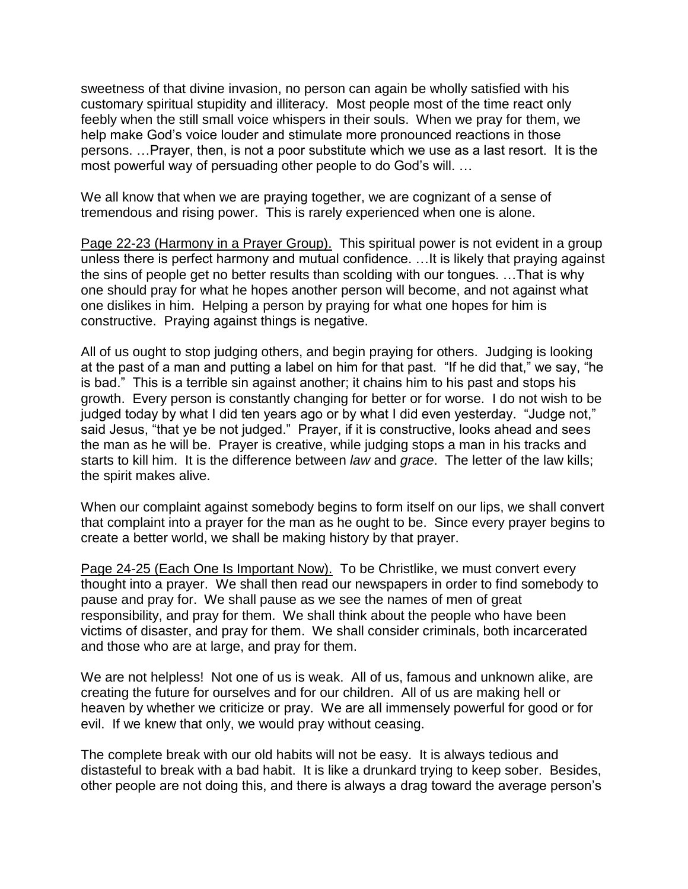sweetness of that divine invasion, no person can again be wholly satisfied with his customary spiritual stupidity and illiteracy. Most people most of the time react only feebly when the still small voice whispers in their souls. When we pray for them, we help make God's voice louder and stimulate more pronounced reactions in those persons. …Prayer, then, is not a poor substitute which we use as a last resort. It is the most powerful way of persuading other people to do God's will. …

We all know that when we are praying together, we are cognizant of a sense of tremendous and rising power. This is rarely experienced when one is alone.

<u>Page 22-23 (Harmony in a Prayer Group).</u> This spiritual power is not evident in a group unless there is perfect harmony and mutual confidence. …It is likely that praying against the sins of people get no better results than scolding with our tongues. …That is why one should pray for what he hopes another person will become, and not against what one dislikes in him. Helping a person by praying for what one hopes for him is constructive. Praying against things is negative.

All of us ought to stop judging others, and begin praying for others. Judging is looking at the past of a man and putting a label on him for that past. "If he did that," we say, "he is bad." This is a terrible sin against another; it chains him to his past and stops his growth. Every person is constantly changing for better or for worse. I do not wish to be judged today by what I did ten years ago or by what I did even yesterday. "Judge not," said Jesus, "that ye be not judged." Prayer, if it is constructive, looks ahead and sees the man as he will be. Prayer is creative, while judging stops a man in his tracks and starts to kill him. It is the difference between *law* and *grace*. The letter of the law kills; the spirit makes alive.

When our complaint against somebody begins to form itself on our lips, we shall convert that complaint into a prayer for the man as he ought to be. Since every prayer begins to create a better world, we shall be making history by that prayer.

<u>Page 24-25 (Each One Is Important Now).</u> To be Christlike, we must convert every thought into a prayer. We shall then read our newspapers in order to find somebody to pause and pray for. We shall pause as we see the names of men of great responsibility, and pray for them. We shall think about the people who have been victims of disaster, and pray for them. We shall consider criminals, both incarcerated and those who are at large, and pray for them.

We are not helpless! Not one of us is weak. All of us, famous and unknown alike, are creating the future for ourselves and for our children. All of us are making hell or heaven by whether we criticize or pray. We are all immensely powerful for good or for evil. If we knew that only, we would pray without ceasing.

The complete break with our old habits will not be easy. It is always tedious and distasteful to break with a bad habit. It is like a drunkard trying to keep sober. Besides, other people are not doing this, and there is always a drag toward the average person's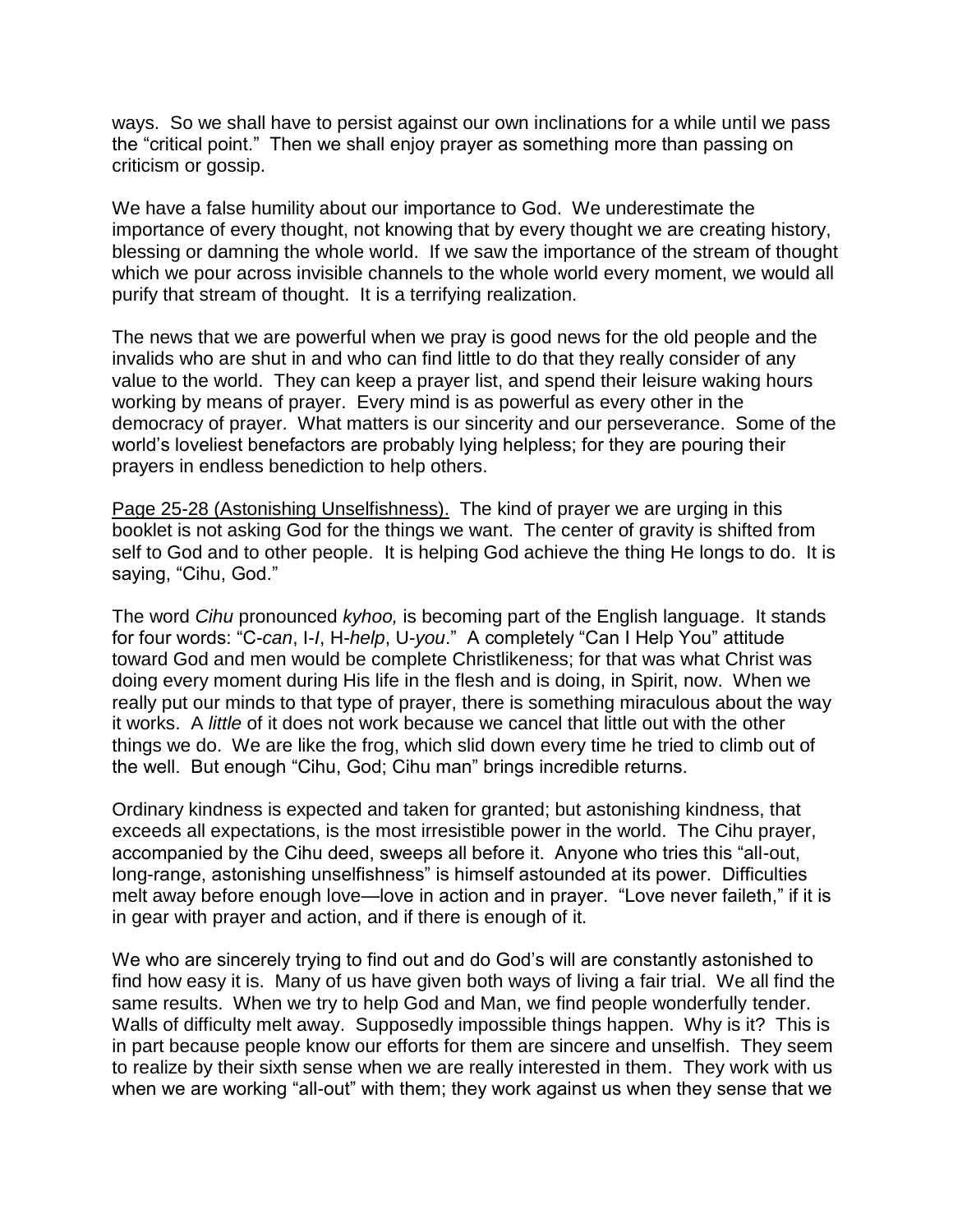ways. So we shall have to persist against our own inclinations for a while until we pass the "critical point." Then we shall enjoy prayer as something more than passing on criticism or gossip.

We have a false humility about our importance to God. We underestimate the importance of every thought, not knowing that by every thought we are creating history, blessing or damning the whole world. If we saw the importance of the stream of thought which we pour across invisible channels to the whole world every moment, we would all purify that stream of thought. It is a terrifying realization.

The news that we are powerful when we pray is good news for the old people and the invalids who are shut in and who can find little to do that they really consider of any value to the world. They can keep a prayer list, and spend their leisure waking hours working by means of prayer. Every mind is as powerful as every other in the democracy of prayer. What matters is our sincerity and our perseverance. Some of the world's loveliest benefactors are probably lying helpless; for they are pouring their prayers in endless benediction to help others.

<u>Page 25-28 (Astonishing Unselfishness).</u> The kind of prayer we are urging in this booklet is not asking God for the things we want. The center of gravity is shifted from self to God and to other people. It is helping God achieve the thing He longs to do. It is saying, "Cihu, God."

The word *Cihu* pronounced *kyhoo,* is becoming part of the English language. It stands for four words: "C-*can*, I-*I*, H-*help*, U-*you*." A completely "Can I Help You" attitude toward God and men would be complete Christlikeness; for that was what Christ was doing every moment during His life in the flesh and is doing, in Spirit, now. When we really put our minds to that type of prayer, there is something miraculous about the way it works. A *little* of it does not work because we cancel that little out with the other things we do. We are like the frog, which slid down every time he tried to climb out of the well. But enough "Cihu, God; Cihu man" brings incredible returns.

Ordinary kindness is expected and taken for granted; but astonishing kindness, that exceeds all expectations, is the most irresistible power in the world. The Cihu prayer, accompanied by the Cihu deed, sweeps all before it. Anyone who tries this "all-out, long-range, astonishing unselfishness" is himself astounded at its power. Difficulties melt away before enough love—love in action and in prayer. "Love never faileth," if it is in gear with prayer and action, and if there is enough of it.

We who are sincerely trying to find out and do God's will are constantly astonished to find how easy it is. Many of us have given both ways of living a fair trial. We all find the same results. When we try to help God and Man, we find people wonderfully tender. Walls of difficulty melt away. Supposedly impossible things happen. Why is it? This is in part because people know our efforts for them are sincere and unselfish. They seem to realize by their sixth sense when we are really interested in them. They work with us when we are working "all-out" with them; they work against us when they sense that we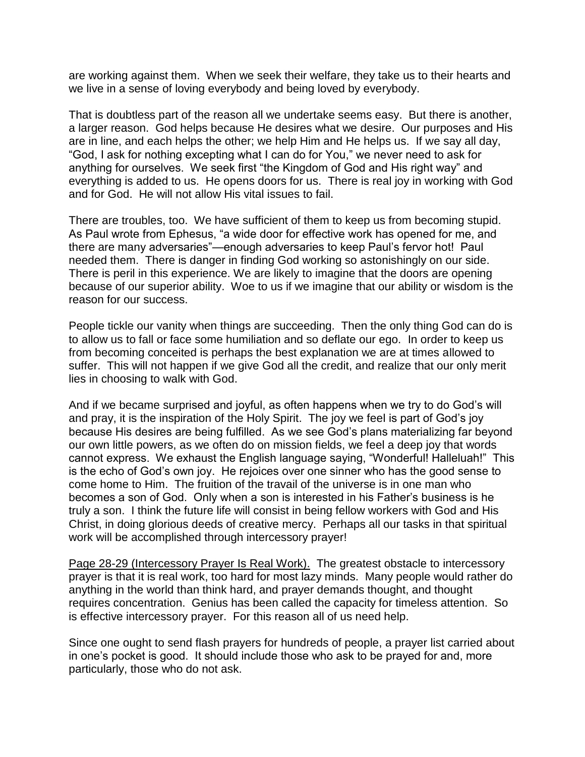are working against them. When we seek their welfare, they take us to their hearts and we live in a sense of loving everybody and being loved by everybody.

That is doubtless part of the reason all we undertake seems easy. But there is another, a larger reason. God helps because He desires what we desire. Our purposes and His are in line, and each helps the other; we help Him and He helps us. If we say all day, "God, I ask for nothing excepting what I can do for You," we never need to ask for anything for ourselves. We seek first "the Kingdom of God and His right way" and everything is added to us. He opens doors for us. There is real joy in working with God and for God. He will not allow His vital issues to fail.

There are troubles, too. We have sufficient of them to keep us from becoming stupid. As Paul wrote from Ephesus, "a wide door for effective work has opened for me, and there are many adversaries"—enough adversaries to keep Paul's fervor hot! Paul needed them. There is danger in finding God working so astonishingly on our side. There is peril in this experience. We are likely to imagine that the doors are opening because of our superior ability. Woe to us if we imagine that our ability or wisdom is the reason for our success.

People tickle our vanity when things are succeeding. Then the only thing God can do is to allow us to fall or face some humiliation and so deflate our ego. In order to keep us from becoming conceited is perhaps the best explanation we are at times allowed to suffer. This will not happen if we give God all the credit, and realize that our only merit lies in choosing to walk with God.

And if we became surprised and joyful, as often happens when we try to do God's will and pray, it is the inspiration of the Holy Spirit. The joy we feel is part of God's joy because His desires are being fulfilled. As we see God's plans materializing far beyond our own little powers, as we often do on mission fields, we feel a deep joy that words cannot express. We exhaust the English language saying, "Wonderful! Halleluah!" This is the echo of God's own joy. He rejoices over one sinner who has the good sense to come home to Him. The fruition of the travail of the universe is in one man who becomes a son of God. Only when a son is interested in his Father's business is he truly a son. I think the future life will consist in being fellow workers with God and His Christ, in doing glorious deeds of creative mercy. Perhaps all our tasks in that spiritual work will be accomplished through intercessory prayer!

<u>Page 28-29 (Intercessory Prayer Is Real Work).</u> The greatest obstacle to intercessory prayer is that it is real work, too hard for most lazy minds. Many people would rather do anything in the world than think hard, and prayer demands thought, and thought requires concentration. Genius has been called the capacity for timeless attention. So is effective intercessory prayer. For this reason all of us need help.

Since one ought to send flash prayers for hundreds of people, a prayer list carried about in one's pocket is good. It should include those who ask to be prayed for and, more particularly, those who do not ask.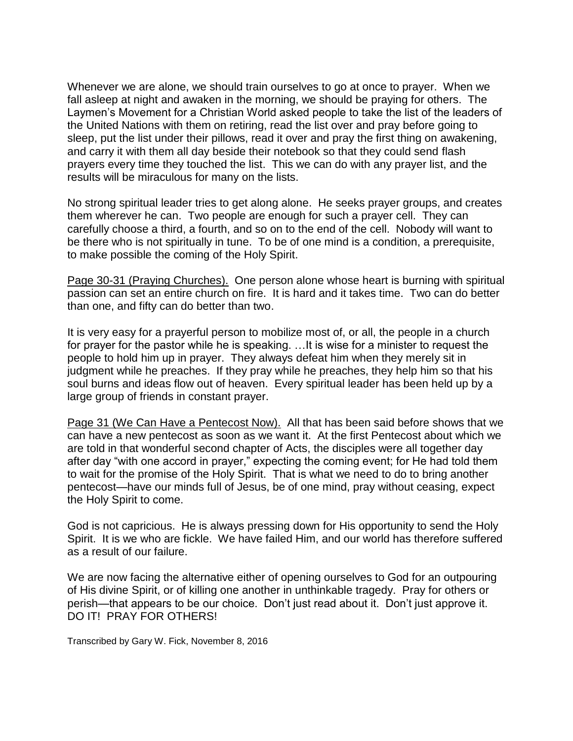Whenever we are alone, we should train ourselves to go at once to prayer. When we fall asleep at night and awaken in the morning, we should be praying for others. The Laymen's Movement for a Christian World asked people to take the list of the leaders of the United Nations with them on retiring, read the list over and pray before going to sleep, put the list under their pillows, read it over and pray the first thing on awakening, and carry it with them all day beside their notebook so that they could send flash prayers every time they touched the list. This we can do with any prayer list, and the results will be miraculous for many on the lists.

No strong spiritual leader tries to get along alone. He seeks prayer groups, and creates them wherever he can. Two people are enough for such a prayer cell. They can carefully choose a third, a fourth, and so on to the end of the cell. Nobody will want to be there who is not spiritually in tune. To be of one mind is a condition, a prerequisite, to make possible the coming of the Holy Spirit.

<u>Page 30-31 (Praying Churches).</u> One person alone whose heart is burning with spiritual passion can set an entire church on fire. It is hard and it takes time. Two can do better than one, and fifty can do better than two.

It is very easy for a prayerful person to mobilize most of, or all, the people in a church for prayer for the pastor while he is speaking. …It is wise for a minister to request the people to hold him up in prayer. They always defeat him when they merely sit in judgment while he preaches. If they pray while he preaches, they help him so that his soul burns and ideas flow out of heaven. Every spiritual leader has been held up by a large group of friends in constant prayer.

<u>Page 31 (We Can Have a Pentecost Now).</u> All that has been said before shows that we can have a new pentecost as soon as we want it. At the first Pentecost about which we are told in that wonderful second chapter of Acts, the disciples were all together day after day "with one accord in prayer," expecting the coming event; for He had told them to wait for the promise of the Holy Spirit. That is what we need to do to bring another pentecost—have our minds full of Jesus, be of one mind, pray without ceasing, expect the Holy Spirit to come.

God is not capricious. He is always pressing down for His opportunity to send the Holy Spirit. It is we who are fickle. We have failed Him, and our world has therefore suffered as a result of our failure.

We are now facing the alternative either of opening ourselves to God for an outpouring of His divine Spirit, or of killing one another in unthinkable tragedy. Pray for others or perish—that appears to be our choice. Don't just read about it. Don't just approve it. DO IT! PRAY FOR OTHERS!

Transcribed by Gary W. Fick, November 8, 2016